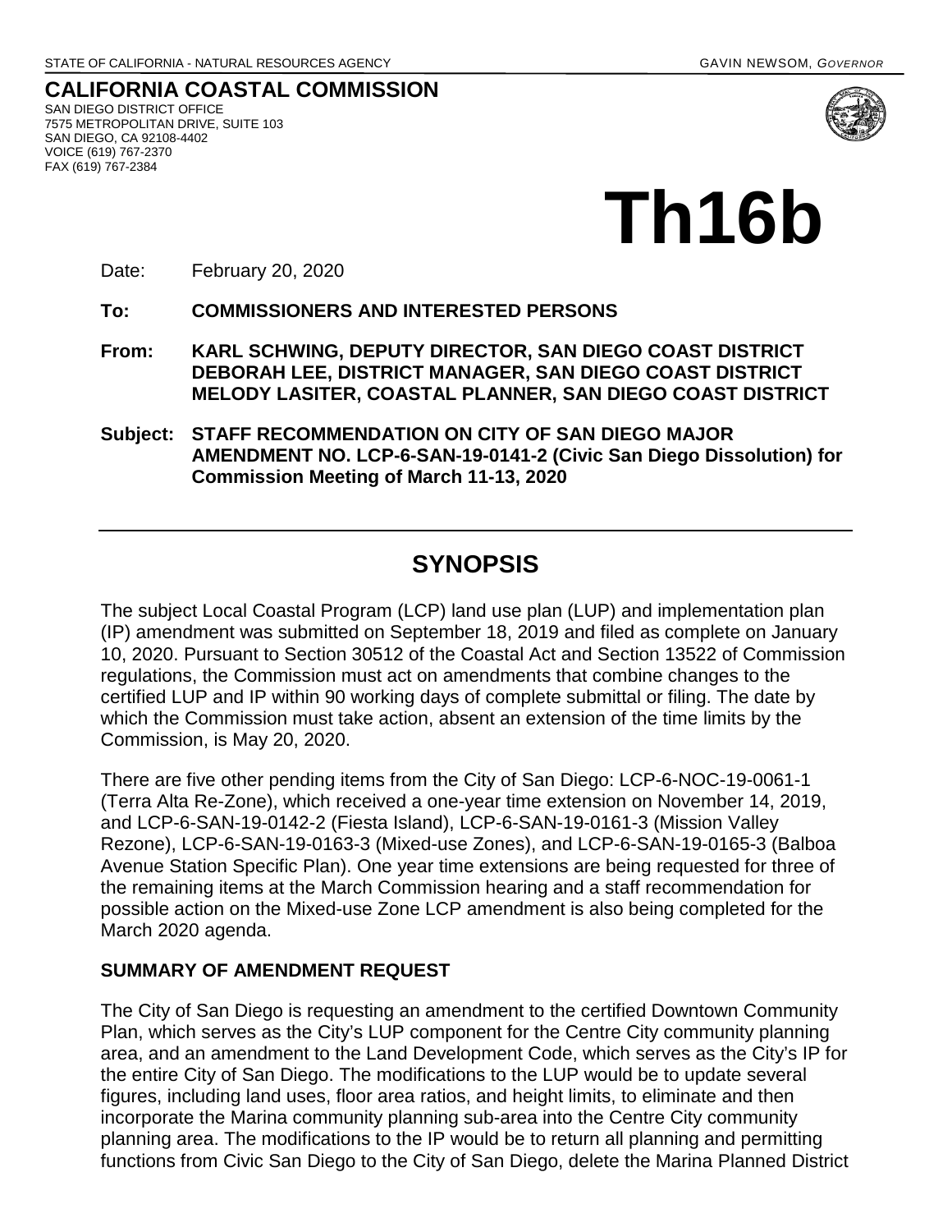STATE OF CALIFORNIA - NATURAL RESOURCES AGENCY GAVIN NEWSOM, *GOVERNOR*

**CALIFORNIA COASTAL COMMISSION**
SAN DIEGO DISTRICT OFFICE
7575 METROPOLITAN DRIVE, SUITE 103
SAN DIEGO, CA 92108-4402
VOICE (619) 767-2370
FAX (619) 767-2384

# Th16b

Date: February 20, 2020

**To: COMMISSIONERS AND INTERESTED PERSONS**

**From: KARL SCHWING, DEPUTY DIRECTOR, SAN DIEGO COAST DISTRICT**
**DEBORAH LEE, DISTRICT MANAGER, SAN DIEGO COAST DISTRICT**
**MELODY LASITER, COASTAL PLANNER, SAN DIEGO COAST DISTRICT**

**Subject: STAFF RECOMMENDATION ON CITY OF SAN DIEGO MAJOR AMENDMENT NO. LCP-6-SAN-19-0141-2 (Civic San Diego Dissolution) for Commission Meeting of March 11-13, 2020**

---

## SYNOPSIS

The subject Local Coastal Program (LCP) land use plan (LUP) and implementation plan (IP) amendment was submitted on September 18, 2019 and filed as complete on January 10, 2020. Pursuant to Section 30512 of the Coastal Act and Section 13522 of Commission regulations, the Commission must act on amendments that combine changes to the certified LUP and IP within 90 working days of complete submittal or filing. The date by which the Commission must take action, absent an extension of the time limits by the Commission, is May 20, 2020.

There are five other pending items from the City of San Diego: LCP-6-NOC-19-0061-1 (Terra Alta Re-Zone), which received a one-year time extension on November 14, 2019, and LCP-6-SAN-19-0142-2 (Fiesta Island), LCP-6-SAN-19-0161-3 (Mission Valley Rezone), LCP-6-SAN-19-0163-3 (Mixed-use Zones), and LCP-6-SAN-19-0165-3 (Balboa Avenue Station Specific Plan). One year time extensions are being requested for three of the remaining items at the March Commission hearing and a staff recommendation for possible action on the Mixed-use Zone LCP amendment is also being completed for the March 2020 agenda.

### SUMMARY OF AMENDMENT REQUEST

The City of San Diego is requesting an amendment to the certified Downtown Community Plan, which serves as the City's LUP component for the Centre City community planning area, and an amendment to the Land Development Code, which serves as the City's IP for the entire City of San Diego. The modifications to the LUP would be to update several figures, including land uses, floor area ratios, and height limits, to eliminate and then incorporate the Marina community planning sub-area into the Centre City community planning area. The modifications to the IP would be to return all planning and permitting functions from Civic San Diego to the City of San Diego, delete the Marina Planned District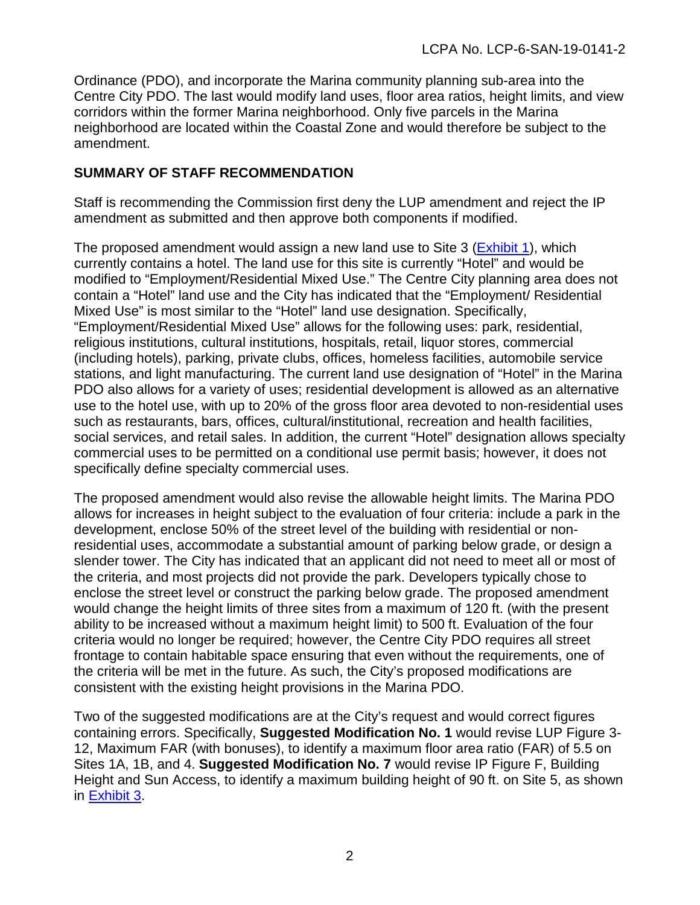Ordinance (PDO), and incorporate the Marina community planning sub-area into the Centre City PDO. The last would modify land uses, floor area ratios, height limits, and view corridors within the former Marina neighborhood. Only five parcels in the Marina neighborhood are located within the Coastal Zone and would therefore be subject to the amendment.

## SUMMARY OF STAFF RECOMMENDATION

Staff is recommending the Commission first deny the LUP amendment and reject the IP amendment as submitted and then approve both components if modified.

The proposed amendment would assign a new land use to Site 3 (Exhibit 1), which currently contains a hotel. The land use for this site is currently "Hotel" and would be modified to "Employment/Residential Mixed Use." The Centre City planning area does not contain a "Hotel" land use and the City has indicated that the "Employment/ Residential Mixed Use" is most similar to the "Hotel" land use designation. Specifically, "Employment/Residential Mixed Use" allows for the following uses: park, residential, religious institutions, cultural institutions, hospitals, retail, liquor stores, commercial (including hotels), parking, private clubs, offices, homeless facilities, automobile service stations, and light manufacturing. The current land use designation of "Hotel" in the Marina PDO also allows for a variety of uses; residential development is allowed as an alternative use to the hotel use, with up to 20% of the gross floor area devoted to non-residential uses such as restaurants, bars, offices, cultural/institutional, recreation and health facilities, social services, and retail sales. In addition, the current "Hotel" designation allows specialty commercial uses to be permitted on a conditional use permit basis; however, it does not specifically define specialty commercial uses.

The proposed amendment would also revise the allowable height limits. The Marina PDO allows for increases in height subject to the evaluation of four criteria: include a park in the development, enclose 50% of the street level of the building with residential or non-residential uses, accommodate a substantial amount of parking below grade, or design a slender tower. The City has indicated that an applicant did not need to meet all or most of the criteria, and most projects did not provide the park. Developers typically chose to enclose the street level or construct the parking below grade. The proposed amendment would change the height limits of three sites from a maximum of 120 ft. (with the present ability to be increased without a maximum height limit) to 500 ft. Evaluation of the four criteria would no longer be required; however, the Centre City PDO requires all street frontage to contain habitable space ensuring that even without the requirements, one of the criteria will be met in the future. As such, the City's proposed modifications are consistent with the existing height provisions in the Marina PDO.

Two of the suggested modifications are at the City's request and would correct figures containing errors. Specifically, **Suggested Modification No. 1** would revise LUP Figure 3-12, Maximum FAR (with bonuses), to identify a maximum floor area ratio (FAR) of 5.5 on Sites 1A, 1B, and 4. **Suggested Modification No. 7** would revise IP Figure F, Building Height and Sun Access, to identify a maximum building height of 90 ft. on Site 5, as shown in Exhibit 3.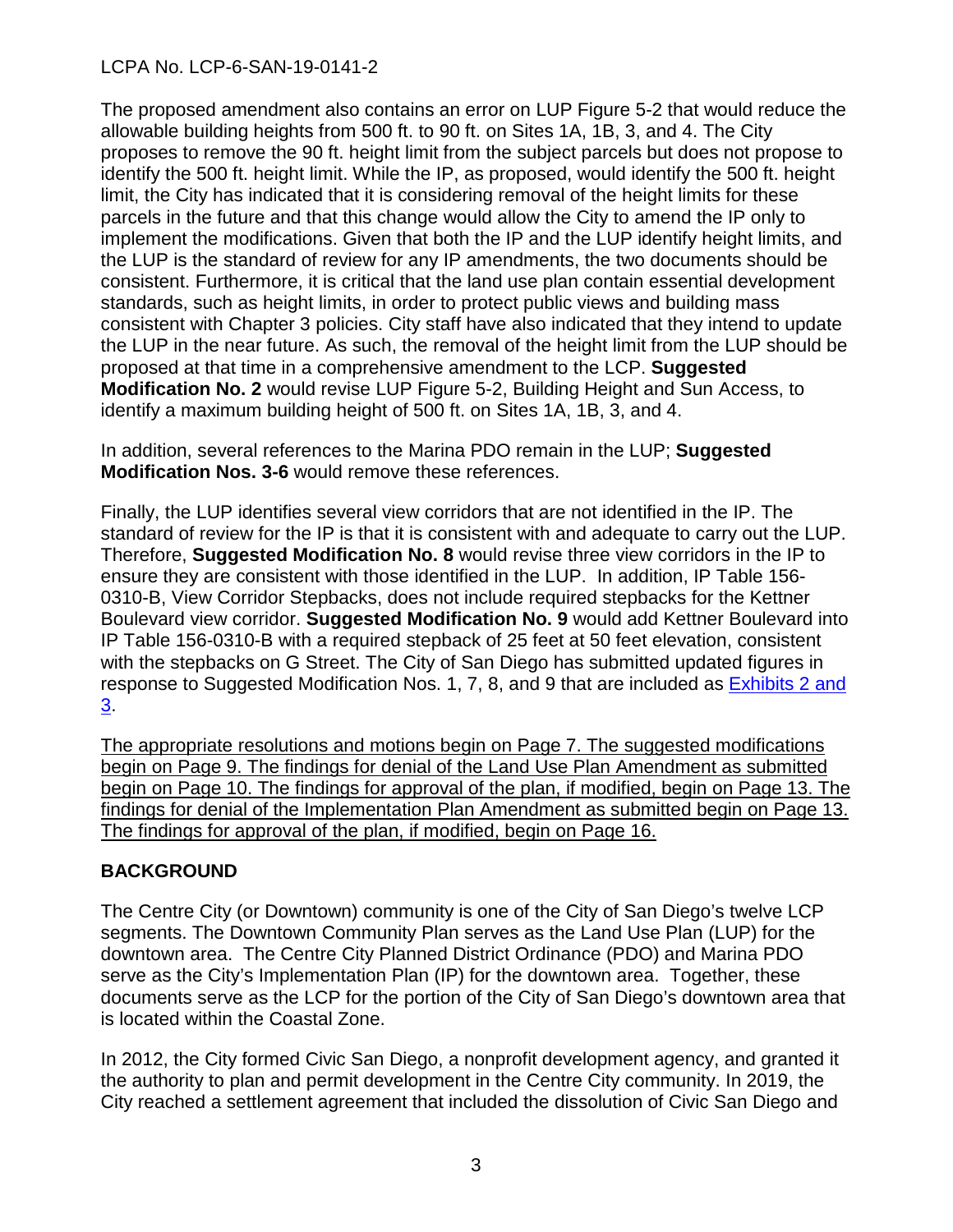The proposed amendment also contains an error on LUP Figure 5-2 that would reduce the allowable building heights from 500 ft. to 90 ft. on Sites 1A, 1B, 3, and 4. The City proposes to remove the 90 ft. height limit from the subject parcels but does not propose to identify the 500 ft. height limit. While the IP, as proposed, would identify the 500 ft. height limit, the City has indicated that it is considering removal of the height limits for these parcels in the future and that this change would allow the City to amend the IP only to implement the modifications. Given that both the IP and the LUP identify height limits, and the LUP is the standard of review for any IP amendments, the two documents should be consistent. Furthermore, it is critical that the land use plan contain essential development standards, such as height limits, in order to protect public views and building mass consistent with Chapter 3 policies. City staff have also indicated that they intend to update the LUP in the near future. As such, the removal of the height limit from the LUP should be proposed at that time in a comprehensive amendment to the LCP. **Suggested Modification No. 2** would revise LUP Figure 5-2, Building Height and Sun Access, to identify a maximum building height of 500 ft. on Sites 1A, 1B, 3, and 4.

In addition, several references to the Marina PDO remain in the LUP; **Suggested Modification Nos. 3-6** would remove these references.

Finally, the LUP identifies several view corridors that are not identified in the IP. The standard of review for the IP is that it is consistent with and adequate to carry out the LUP. Therefore, **Suggested Modification No. 8** would revise three view corridors in the IP to ensure they are consistent with those identified in the LUP. In addition, IP Table 156-0310-B, View Corridor Stepbacks, does not include required stepbacks for the Kettner Boulevard view corridor. **Suggested Modification No. 9** would add Kettner Boulevard into IP Table 156-0310-B with a required stepback of 25 feet at 50 feet elevation, consistent with the stepbacks on G Street. The City of San Diego has submitted updated figures in response to Suggested Modification Nos. 1, 7, 8, and 9 that are included as Exhibits 2 and 3.

The appropriate resolutions and motions begin on Page 7. The suggested modifications begin on Page 9. The findings for denial of the Land Use Plan Amendment as submitted begin on Page 10. The findings for approval of the plan, if modified, begin on Page 13. The findings for denial of the Implementation Plan Amendment as submitted begin on Page 13. The findings for approval of the plan, if modified, begin on Page 16.

## BACKGROUND

The Centre City (or Downtown) community is one of the City of San Diego's twelve LCP segments. The Downtown Community Plan serves as the Land Use Plan (LUP) for the downtown area. The Centre City Planned District Ordinance (PDO) and Marina PDO serve as the City's Implementation Plan (IP) for the downtown area. Together, these documents serve as the LCP for the portion of the City of San Diego's downtown area that is located within the Coastal Zone.

In 2012, the City formed Civic San Diego, a nonprofit development agency, and granted it the authority to plan and permit development in the Centre City community. In 2019, the City reached a settlement agreement that included the dissolution of Civic San Diego and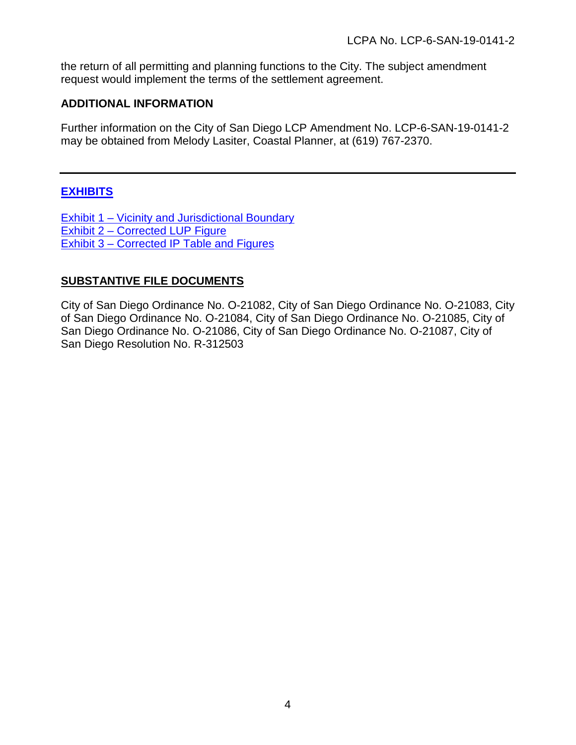the return of all permitting and planning functions to the City. The subject amendment request would implement the terms of the settlement agreement.

## ADDITIONAL INFORMATION

Further information on the City of San Diego LCP Amendment No. LCP-6-SAN-19-0141-2 may be obtained from Melody Lasiter, Coastal Planner, at (619) 767-2370.

---

## EXHIBITS

Exhibit 1 – Vicinity and Jurisdictional Boundary
Exhibit 2 – Corrected LUP Figure
Exhibit 3 – Corrected IP Table and Figures

## SUBSTANTIVE FILE DOCUMENTS

City of San Diego Ordinance No. O-21082, City of San Diego Ordinance No. O-21083, City of San Diego Ordinance No. O-21084, City of San Diego Ordinance No. O-21085, City of San Diego Ordinance No. O-21086, City of San Diego Ordinance No. O-21087, City of San Diego Resolution No. R-312503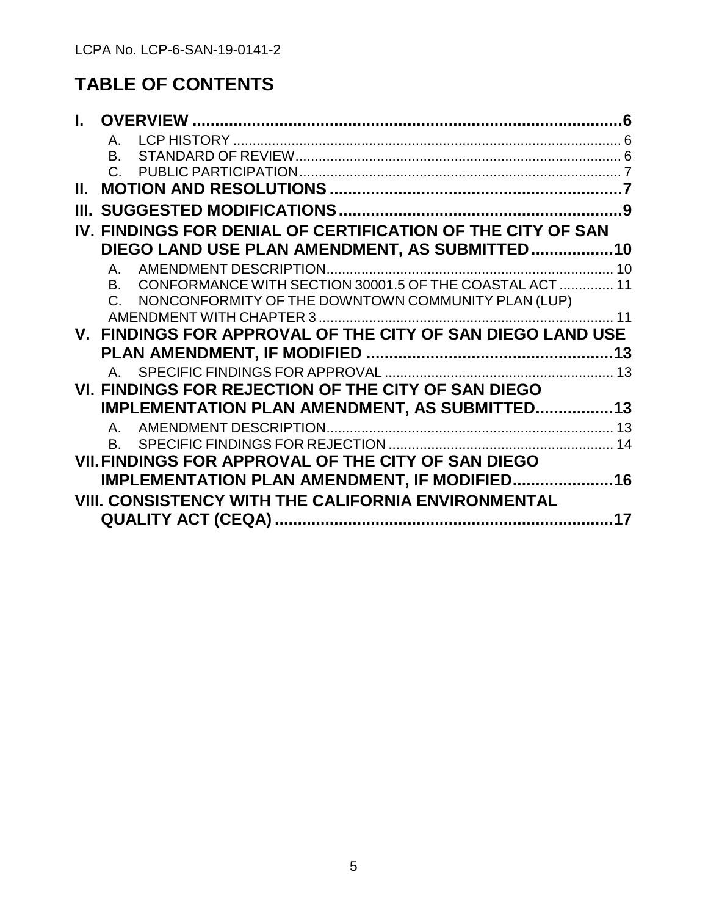# TABLE OF CONTENTS

**I. OVERVIEW ....................................................................................6**

- A. LCP HISTORY .................................................................................... 6
- B. STANDARD OF REVIEW.................................................................... 6
- C. PUBLIC PARTICIPATION.................................................................. 7

**II. MOTION AND RESOLUTIONS ..........................................................7**

**III. SUGGESTED MODIFICATIONS.......................................................9**

**IV. FINDINGS FOR DENIAL OF CERTIFICATION OF THE CITY OF SAN DIEGO LAND USE PLAN AMENDMENT, AS SUBMITTED..................10**

- A. AMENDMENT DESCRIPTION.......................................................... 10
- B. CONFORMANCE WITH SECTION 30001.5 OF THE COASTAL ACT .............. 11
- C. NONCONFORMITY OF THE DOWNTOWN COMMUNITY PLAN (LUP) AMENDMENT WITH CHAPTER 3 ........................................................... 11

**V. FINDINGS FOR APPROVAL OF THE CITY OF SAN DIEGO LAND USE PLAN AMENDMENT, IF MODIFIED .......................................................13**

- A. SPECIFIC FINDINGS FOR APPROVAL ........................................... 13

**VI. FINDINGS FOR REJECTION OF THE CITY OF SAN DIEGO IMPLEMENTATION PLAN AMENDMENT, AS SUBMITTED.................13**

- A. AMENDMENT DESCRIPTION.......................................................... 13
- B. SPECIFIC FINDINGS FOR REJECTION .......................................... 14

**VII. FINDINGS FOR APPROVAL OF THE CITY OF SAN DIEGO IMPLEMENTATION PLAN AMENDMENT, IF MODIFIED......................16**

**VIII. CONSISTENCY WITH THE CALIFORNIA ENVIRONMENTAL QUALITY ACT (CEQA) ..........................................................................17**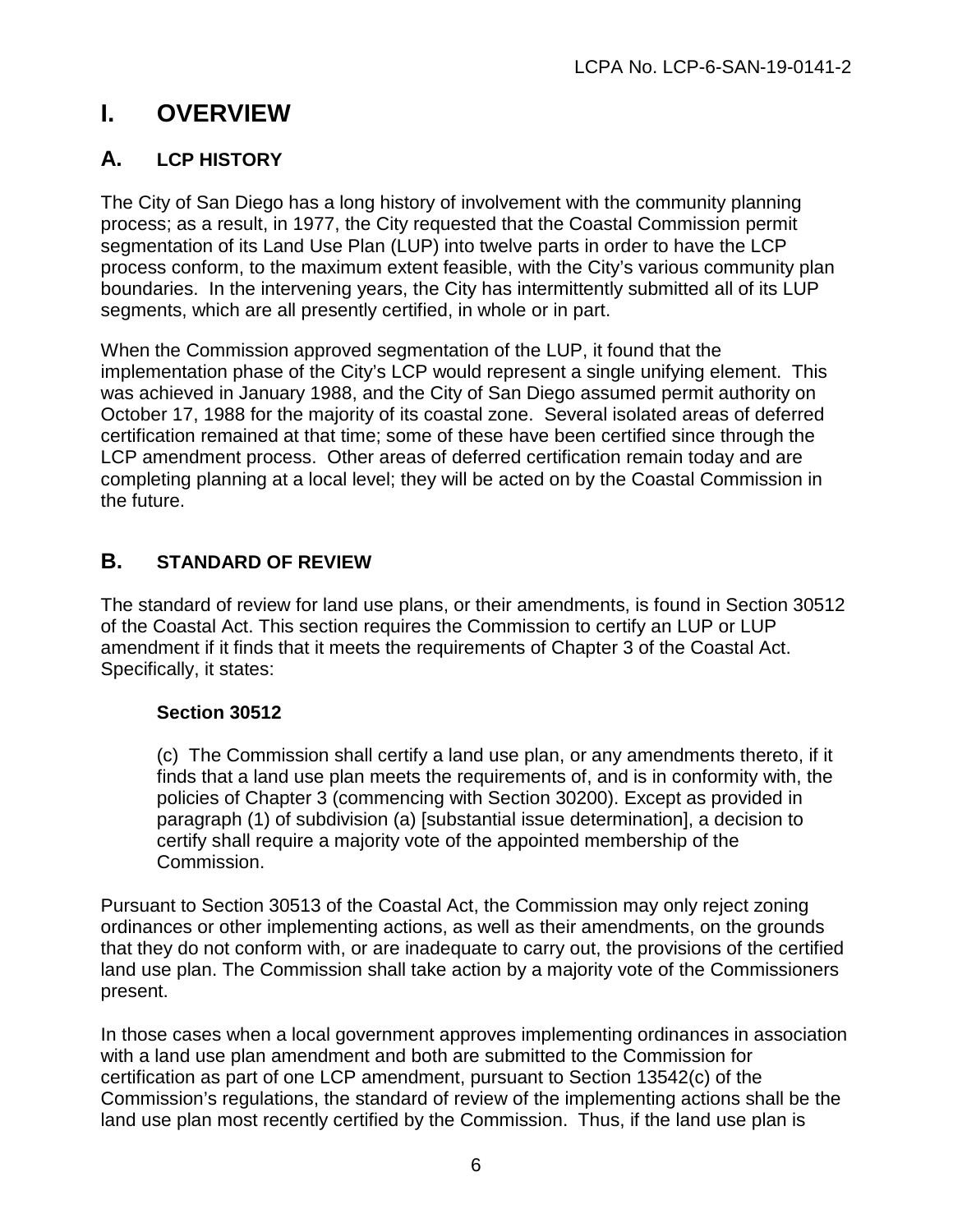# I. OVERVIEW

## A. LCP HISTORY

The City of San Diego has a long history of involvement with the community planning process; as a result, in 1977, the City requested that the Coastal Commission permit segmentation of its Land Use Plan (LUP) into twelve parts in order to have the LCP process conform, to the maximum extent feasible, with the City's various community plan boundaries. In the intervening years, the City has intermittently submitted all of its LUP segments, which are all presently certified, in whole or in part.

When the Commission approved segmentation of the LUP, it found that the implementation phase of the City's LCP would represent a single unifying element. This was achieved in January 1988, and the City of San Diego assumed permit authority on October 17, 1988 for the majority of its coastal zone. Several isolated areas of deferred certification remained at that time; some of these have been certified since through the LCP amendment process. Other areas of deferred certification remain today and are completing planning at a local level; they will be acted on by the Coastal Commission in the future.

## B. STANDARD OF REVIEW

The standard of review for land use plans, or their amendments, is found in Section 30512 of the Coastal Act. This section requires the Commission to certify an LUP or LUP amendment if it finds that it meets the requirements of Chapter 3 of the Coastal Act. Specifically, it states:

> **Section 30512**
>
> (c) The Commission shall certify a land use plan, or any amendments thereto, if it finds that a land use plan meets the requirements of, and is in conformity with, the policies of Chapter 3 (commencing with Section 30200). Except as provided in paragraph (1) of subdivision (a) [substantial issue determination], a decision to certify shall require a majority vote of the appointed membership of the Commission.

Pursuant to Section 30513 of the Coastal Act, the Commission may only reject zoning ordinances or other implementing actions, as well as their amendments, on the grounds that they do not conform with, or are inadequate to carry out, the provisions of the certified land use plan. The Commission shall take action by a majority vote of the Commissioners present.

In those cases when a local government approves implementing ordinances in association with a land use plan amendment and both are submitted to the Commission for certification as part of one LCP amendment, pursuant to Section 13542(c) of the Commission's regulations, the standard of review of the implementing actions shall be the land use plan most recently certified by the Commission. Thus, if the land use plan is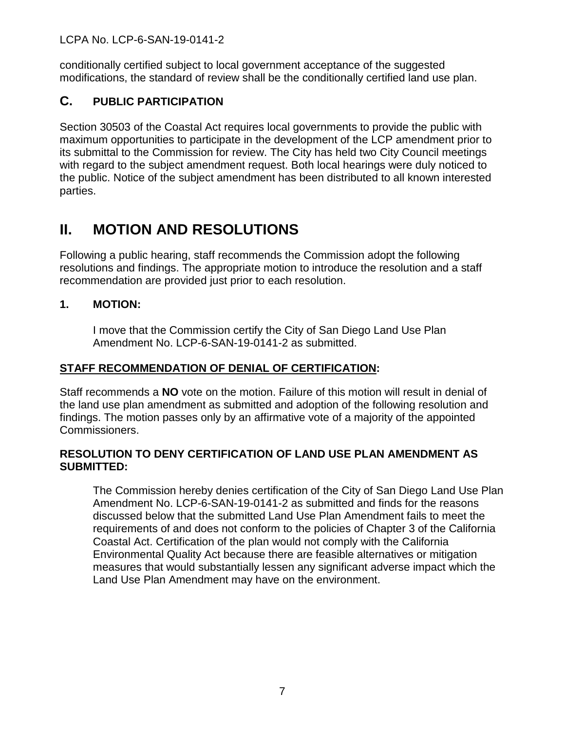conditionally certified subject to local government acceptance of the suggested modifications, the standard of review shall be the conditionally certified land use plan.

### C. PUBLIC PARTICIPATION

Section 30503 of the Coastal Act requires local governments to provide the public with maximum opportunities to participate in the development of the LCP amendment prior to its submittal to the Commission for review. The City has held two City Council meetings with regard to the subject amendment request. Both local hearings were duly noticed to the public. Notice of the subject amendment has been distributed to all known interested parties.

# II. MOTION AND RESOLUTIONS

Following a public hearing, staff recommends the Commission adopt the following resolutions and findings. The appropriate motion to introduce the resolution and a staff recommendation are provided just prior to each resolution.

### 1. MOTION:

I move that the Commission certify the City of San Diego Land Use Plan Amendment No. LCP-6-SAN-19-0141-2 as submitted.

**STAFF RECOMMENDATION OF DENIAL OF CERTIFICATION:**

Staff recommends a **NO** vote on the motion. Failure of this motion will result in denial of the land use plan amendment as submitted and adoption of the following resolution and findings. The motion passes only by an affirmative vote of a majority of the appointed Commissioners.

**RESOLUTION TO DENY CERTIFICATION OF LAND USE PLAN AMENDMENT AS SUBMITTED:**

The Commission hereby denies certification of the City of San Diego Land Use Plan Amendment No. LCP-6-SAN-19-0141-2 as submitted and finds for the reasons discussed below that the submitted Land Use Plan Amendment fails to meet the requirements of and does not conform to the policies of Chapter 3 of the California Coastal Act. Certification of the plan would not comply with the California Environmental Quality Act because there are feasible alternatives or mitigation measures that would substantially lessen any significant adverse impact which the Land Use Plan Amendment may have on the environment.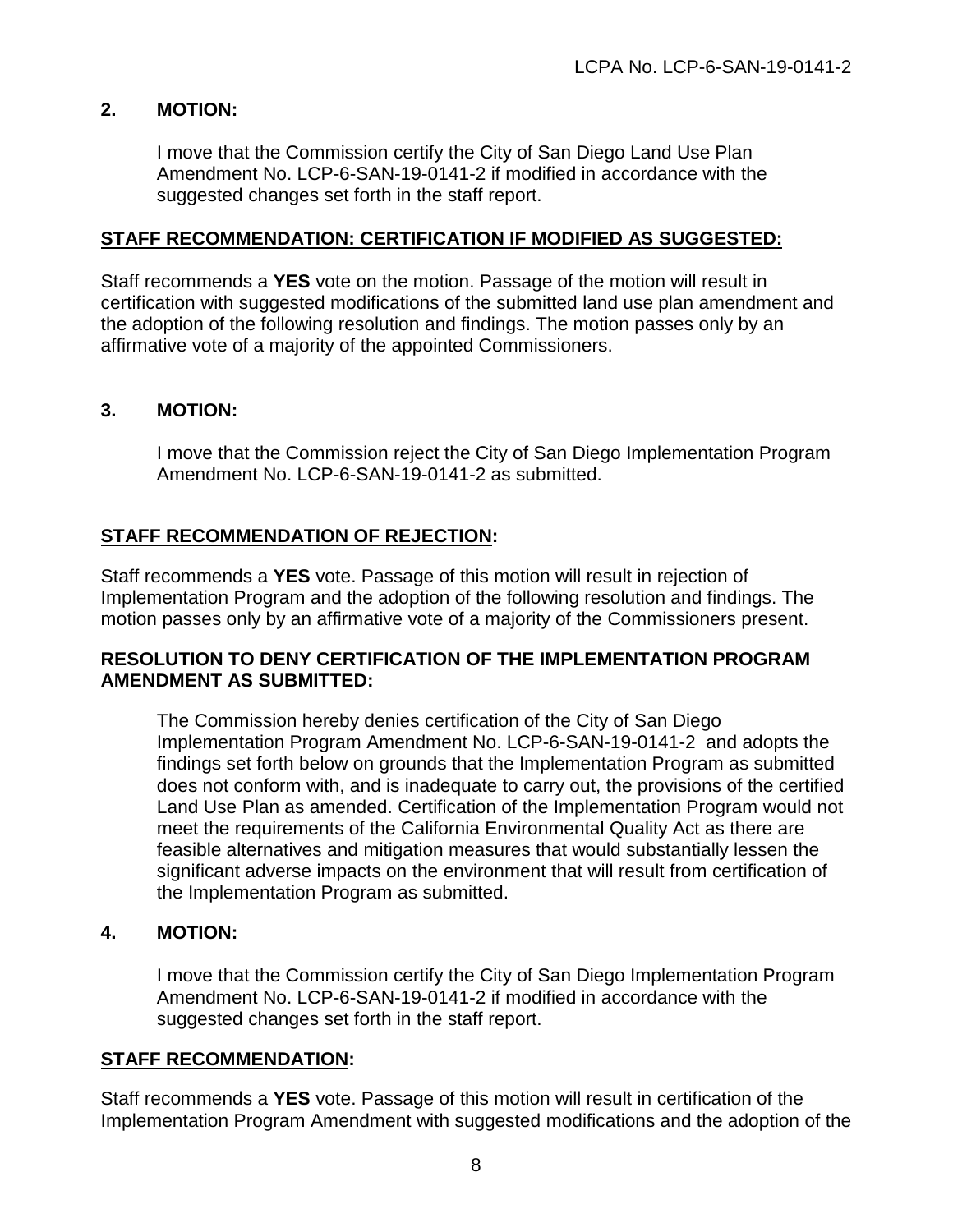**2. MOTION:**

> I move that the Commission certify the City of San Diego Land Use Plan Amendment No. LCP-6-SAN-19-0141-2 if modified in accordance with the suggested changes set forth in the staff report.

**STAFF RECOMMENDATION: CERTIFICATION IF MODIFIED AS SUGGESTED:**

Staff recommends a **YES** vote on the motion. Passage of the motion will result in certification with suggested modifications of the submitted land use plan amendment and the adoption of the following resolution and findings. The motion passes only by an affirmative vote of a majority of the appointed Commissioners.

**3. MOTION:**

> I move that the Commission reject the City of San Diego Implementation Program Amendment No. LCP-6-SAN-19-0141-2 as submitted.

**STAFF RECOMMENDATION OF REJECTION:**

Staff recommends a **YES** vote. Passage of this motion will result in rejection of Implementation Program and the adoption of the following resolution and findings. The motion passes only by an affirmative vote of a majority of the Commissioners present.

**RESOLUTION TO DENY CERTIFICATION OF THE IMPLEMENTATION PROGRAM AMENDMENT AS SUBMITTED:**

> The Commission hereby denies certification of the City of San Diego Implementation Program Amendment No. LCP-6-SAN-19-0141-2 and adopts the findings set forth below on grounds that the Implementation Program as submitted does not conform with, and is inadequate to carry out, the provisions of the certified Land Use Plan as amended. Certification of the Implementation Program would not meet the requirements of the California Environmental Quality Act as there are feasible alternatives and mitigation measures that would substantially lessen the significant adverse impacts on the environment that will result from certification of the Implementation Program as submitted.

**4. MOTION:**

> I move that the Commission certify the City of San Diego Implementation Program Amendment No. LCP-6-SAN-19-0141-2 if modified in accordance with the suggested changes set forth in the staff report.

**STAFF RECOMMENDATION:**

Staff recommends a **YES** vote. Passage of this motion will result in certification of the Implementation Program Amendment with suggested modifications and the adoption of the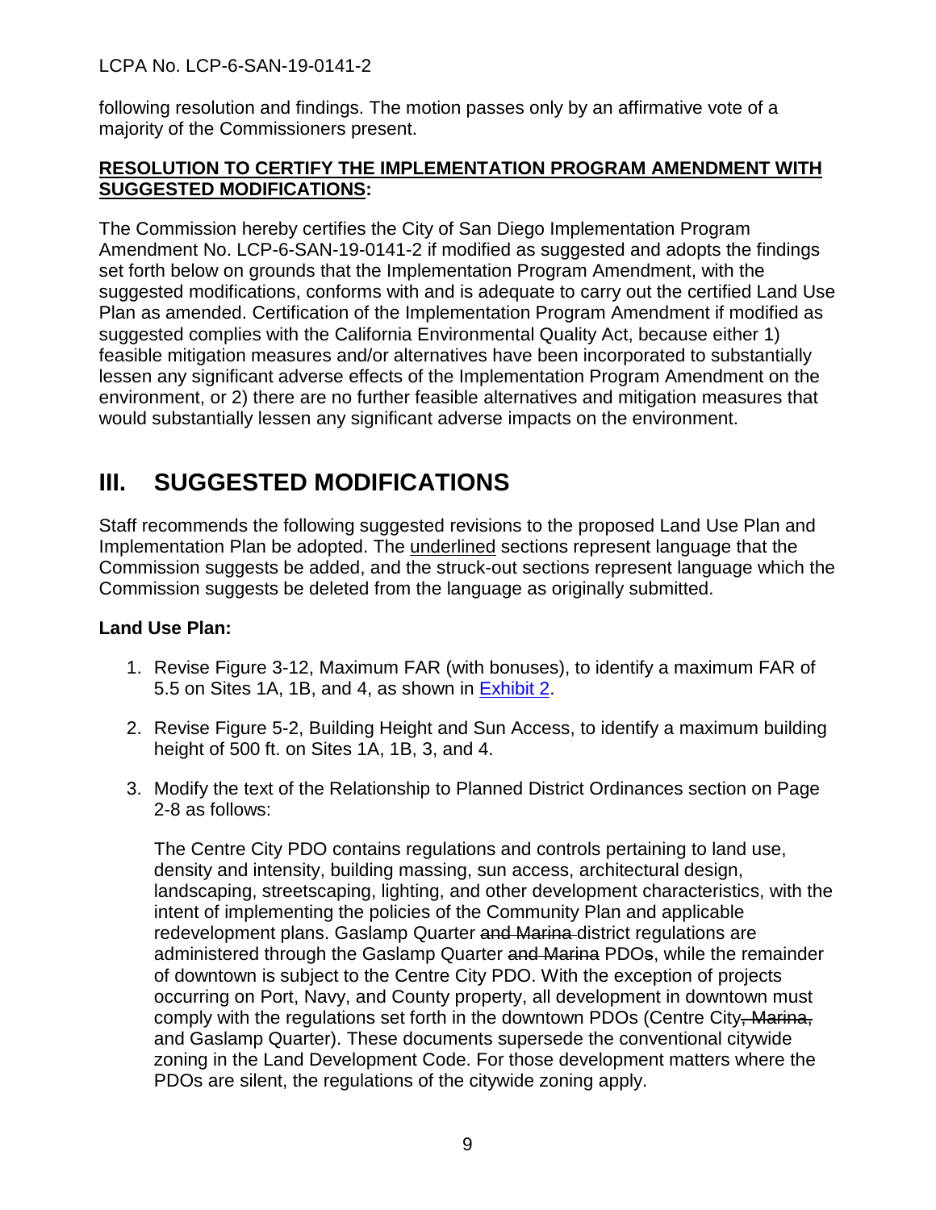following resolution and findings. The motion passes only by an affirmative vote of a majority of the Commissioners present.

**<u>RESOLUTION TO CERTIFY THE IMPLEMENTATION PROGRAM AMENDMENT WITH SUGGESTED MODIFICATIONS</u>:**

The Commission hereby certifies the City of San Diego Implementation Program Amendment No. LCP-6-SAN-19-0141-2 if modified as suggested and adopts the findings set forth below on grounds that the Implementation Program Amendment, with the suggested modifications, conforms with and is adequate to carry out the certified Land Use Plan as amended. Certification of the Implementation Program Amendment if modified as suggested complies with the California Environmental Quality Act, because either 1) feasible mitigation measures and/or alternatives have been incorporated to substantially lessen any significant adverse effects of the Implementation Program Amendment on the environment, or 2) there are no further feasible alternatives and mitigation measures that would substantially lessen any significant adverse impacts on the environment.

# III. SUGGESTED MODIFICATIONS

Staff recommends the following suggested revisions to the proposed Land Use Plan and Implementation Plan be adopted. The <u>underlined</u> sections represent language that the Commission suggests be added, and the struck-out sections represent language which the Commission suggests be deleted from the language as originally submitted.

**Land Use Plan:**

1. Revise Figure 3-12, Maximum FAR (with bonuses), to identify a maximum FAR of 5.5 on Sites 1A, 1B, and 4, as shown in Exhibit 2.

2. Revise Figure 5-2, Building Height and Sun Access, to identify a maximum building height of 500 ft. on Sites 1A, 1B, 3, and 4.

3. Modify the text of the Relationship to Planned District Ordinances section on Page 2-8 as follows:

   The Centre City PDO contains regulations and controls pertaining to land use, density and intensity, building massing, sun access, architectural design, landscaping, streetscaping, lighting, and other development characteristics, with the intent of implementing the policies of the Community Plan and applicable redevelopment plans. Gaslamp Quarter ~~and Marina~~ district regulations are administered through the Gaslamp Quarter ~~and Marina~~ PDO~~s~~, while the remainder of downtown is subject to the Centre City PDO. With the exception of projects occurring on Port, Navy, and County property, all development in downtown must comply with the regulations set forth in the downtown PDOs (Centre City~~, Marina,~~ and Gaslamp Quarter). These documents supersede the conventional citywide zoning in the Land Development Code. For those development matters where the PDOs are silent, the regulations of the citywide zoning apply.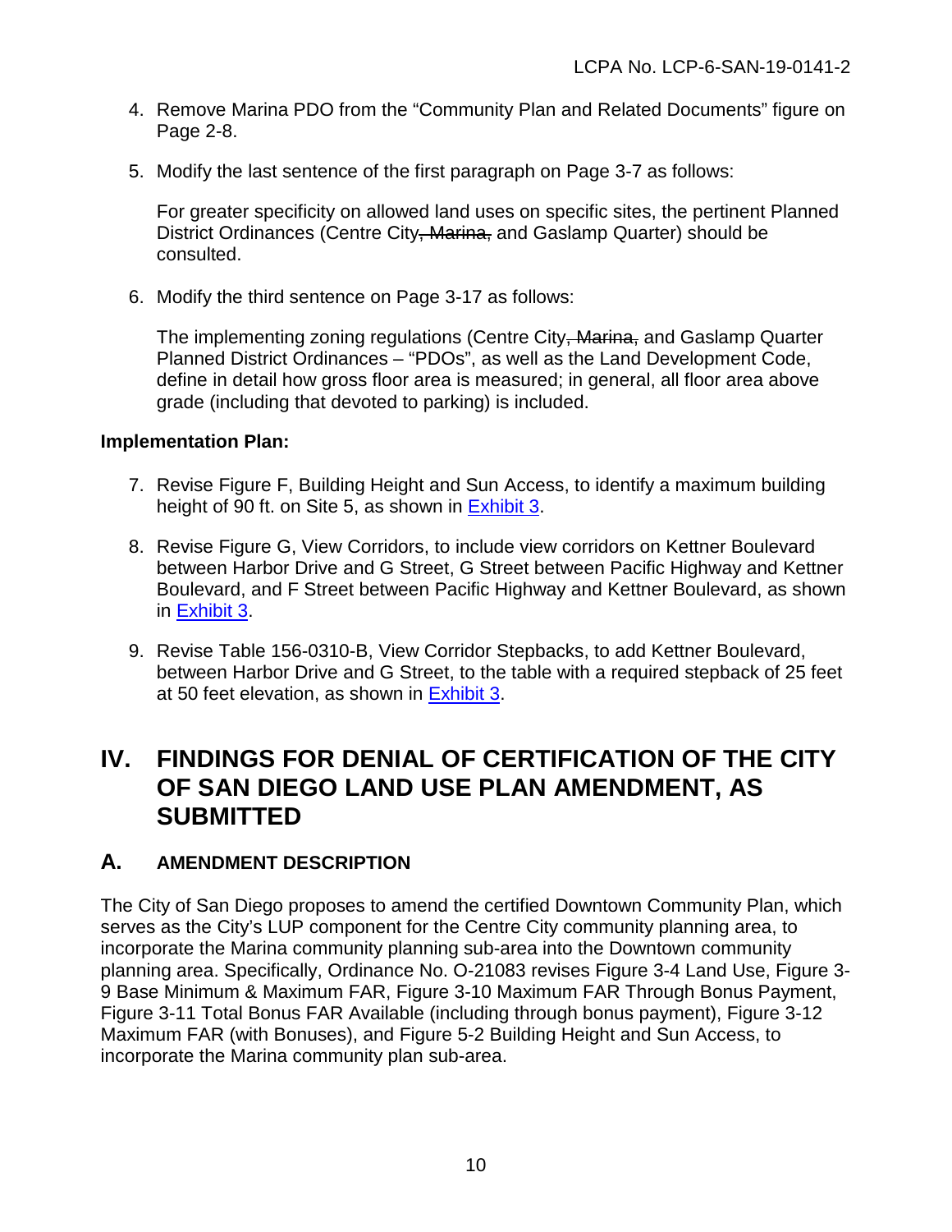4. Remove Marina PDO from the "Community Plan and Related Documents" figure on Page 2-8.

5. Modify the last sentence of the first paragraph on Page 3-7 as follows:

   For greater specificity on allowed land uses on specific sites, the pertinent Planned District Ordinances (Centre City~~, Marina,~~ and Gaslamp Quarter) should be consulted.

6. Modify the third sentence on Page 3-17 as follows:

   The implementing zoning regulations (Centre City~~, Marina,~~ and Gaslamp Quarter Planned District Ordinances – "PDOs", as well as the Land Development Code, define in detail how gross floor area is measured; in general, all floor area above grade (including that devoted to parking) is included.

**Implementation Plan:**

7. Revise Figure F, Building Height and Sun Access, to identify a maximum building height of 90 ft. on Site 5, as shown in Exhibit 3.

8. Revise Figure G, View Corridors, to include view corridors on Kettner Boulevard between Harbor Drive and G Street, G Street between Pacific Highway and Kettner Boulevard, and F Street between Pacific Highway and Kettner Boulevard, as shown in Exhibit 3.

9. Revise Table 156-0310-B, View Corridor Stepbacks, to add Kettner Boulevard, between Harbor Drive and G Street, to the table with a required stepback of 25 feet at 50 feet elevation, as shown in Exhibit 3.

# IV. FINDINGS FOR DENIAL OF CERTIFICATION OF THE CITY OF SAN DIEGO LAND USE PLAN AMENDMENT, AS SUBMITTED

## A. AMENDMENT DESCRIPTION

The City of San Diego proposes to amend the certified Downtown Community Plan, which serves as the City's LUP component for the Centre City community planning area, to incorporate the Marina community planning sub-area into the Downtown community planning area. Specifically, Ordinance No. O-21083 revises Figure 3-4 Land Use, Figure 3-9 Base Minimum & Maximum FAR, Figure 3-10 Maximum FAR Through Bonus Payment, Figure 3-11 Total Bonus FAR Available (including through bonus payment), Figure 3-12 Maximum FAR (with Bonuses), and Figure 5-2 Building Height and Sun Access, to incorporate the Marina community plan sub-area.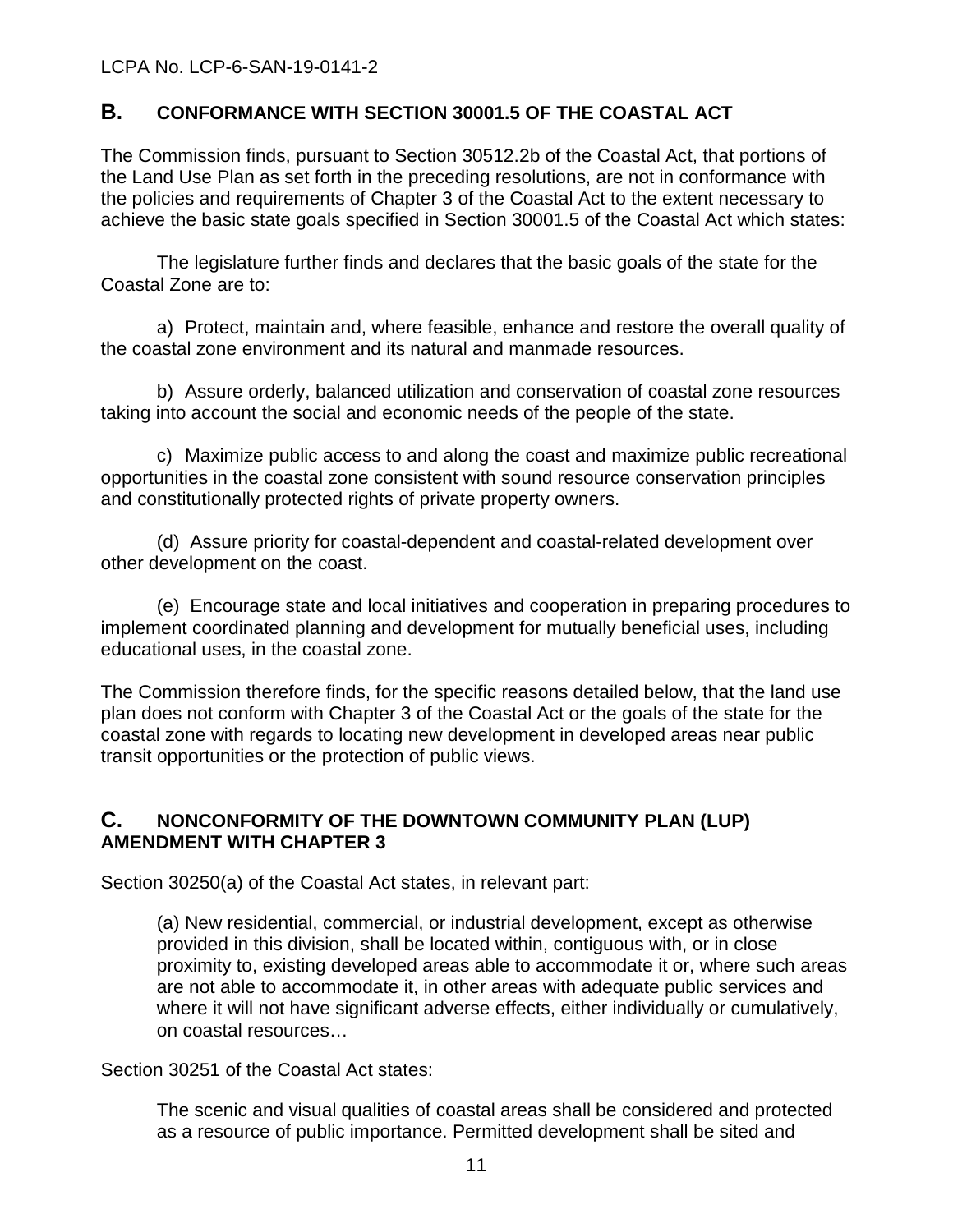## B. CONFORMANCE WITH SECTION 30001.5 OF THE COASTAL ACT

The Commission finds, pursuant to Section 30512.2b of the Coastal Act, that portions of the Land Use Plan as set forth in the preceding resolutions, are not in conformance with the policies and requirements of Chapter 3 of the Coastal Act to the extent necessary to achieve the basic state goals specified in Section 30001.5 of the Coastal Act which states:

The legislature further finds and declares that the basic goals of the state for the Coastal Zone are to:

a) Protect, maintain and, where feasible, enhance and restore the overall quality of the coastal zone environment and its natural and manmade resources.

b) Assure orderly, balanced utilization and conservation of coastal zone resources taking into account the social and economic needs of the people of the state.

c) Maximize public access to and along the coast and maximize public recreational opportunities in the coastal zone consistent with sound resource conservation principles and constitutionally protected rights of private property owners.

(d) Assure priority for coastal-dependent and coastal-related development over other development on the coast.

(e) Encourage state and local initiatives and cooperation in preparing procedures to implement coordinated planning and development for mutually beneficial uses, including educational uses, in the coastal zone.

The Commission therefore finds, for the specific reasons detailed below, that the land use plan does not conform with Chapter 3 of the Coastal Act or the goals of the state for the coastal zone with regards to locating new development in developed areas near public transit opportunities or the protection of public views.

## C. NONCONFORMITY OF THE DOWNTOWN COMMUNITY PLAN (LUP) AMENDMENT WITH CHAPTER 3

Section 30250(a) of the Coastal Act states, in relevant part:

> (a) New residential, commercial, or industrial development, except as otherwise provided in this division, shall be located within, contiguous with, or in close proximity to, existing developed areas able to accommodate it or, where such areas are not able to accommodate it, in other areas with adequate public services and where it will not have significant adverse effects, either individually or cumulatively, on coastal resources…

Section 30251 of the Coastal Act states:

> The scenic and visual qualities of coastal areas shall be considered and protected as a resource of public importance. Permitted development shall be sited and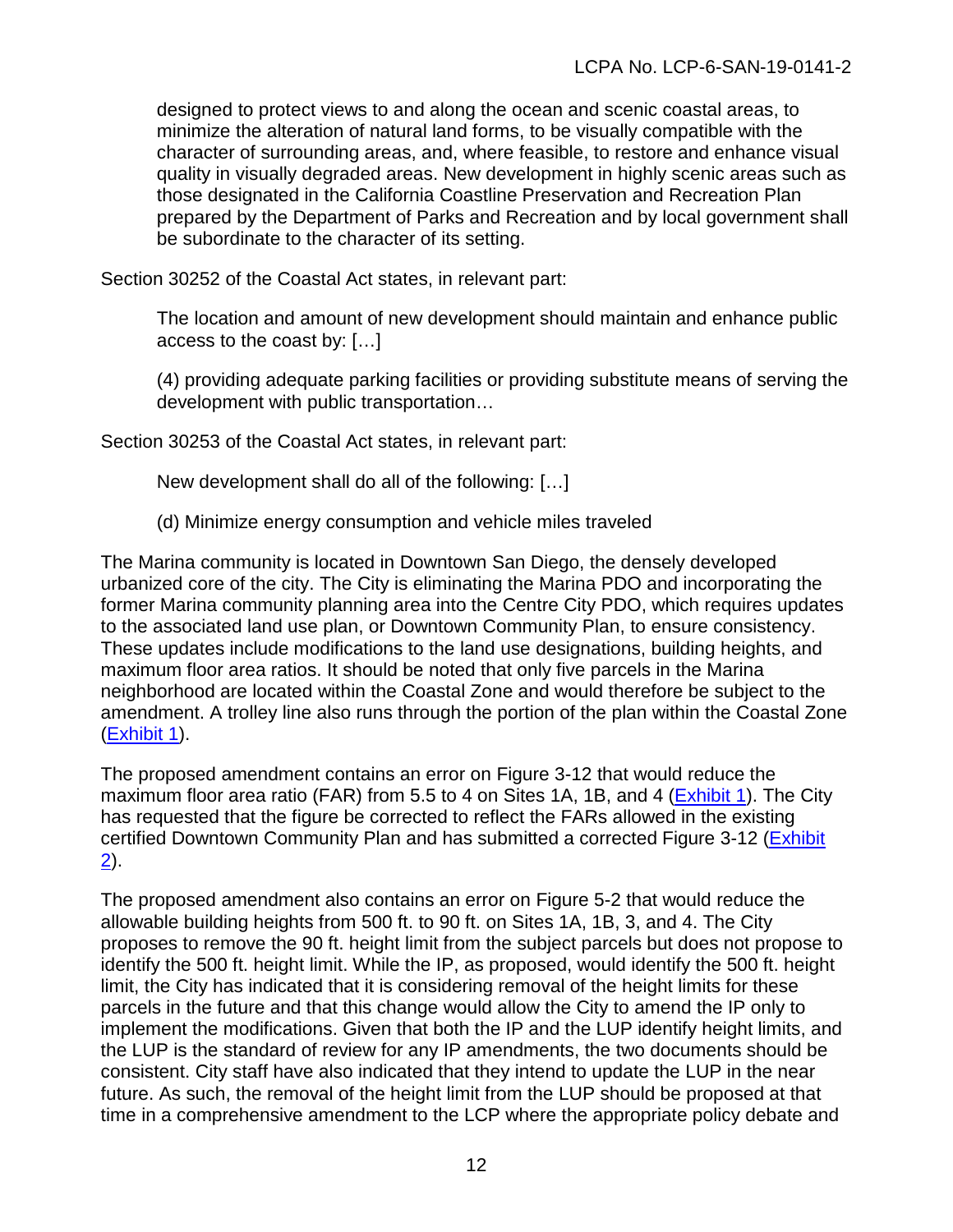> designed to protect views to and along the ocean and scenic coastal areas, to minimize the alteration of natural land forms, to be visually compatible with the character of surrounding areas, and, where feasible, to restore and enhance visual quality in visually degraded areas. New development in highly scenic areas such as those designated in the California Coastline Preservation and Recreation Plan prepared by the Department of Parks and Recreation and by local government shall be subordinate to the character of its setting.

Section 30252 of the Coastal Act states, in relevant part:

> The location and amount of new development should maintain and enhance public access to the coast by: […]
>
> (4) providing adequate parking facilities or providing substitute means of serving the development with public transportation…

Section 30253 of the Coastal Act states, in relevant part:

> New development shall do all of the following: […]
>
> (d) Minimize energy consumption and vehicle miles traveled

The Marina community is located in Downtown San Diego, the densely developed urbanized core of the city. The City is eliminating the Marina PDO and incorporating the former Marina community planning area into the Centre City PDO, which requires updates to the associated land use plan, or Downtown Community Plan, to ensure consistency. These updates include modifications to the land use designations, building heights, and maximum floor area ratios. It should be noted that only five parcels in the Marina neighborhood are located within the Coastal Zone and would therefore be subject to the amendment. A trolley line also runs through the portion of the plan within the Coastal Zone (Exhibit 1).

The proposed amendment contains an error on Figure 3-12 that would reduce the maximum floor area ratio (FAR) from 5.5 to 4 on Sites 1A, 1B, and 4 (Exhibit 1). The City has requested that the figure be corrected to reflect the FARs allowed in the existing certified Downtown Community Plan and has submitted a corrected Figure 3-12 (Exhibit 2).

The proposed amendment also contains an error on Figure 5-2 that would reduce the allowable building heights from 500 ft. to 90 ft. on Sites 1A, 1B, 3, and 4. The City proposes to remove the 90 ft. height limit from the subject parcels but does not propose to identify the 500 ft. height limit. While the IP, as proposed, would identify the 500 ft. height limit, the City has indicated that it is considering removal of the height limits for these parcels in the future and that this change would allow the City to amend the IP only to implement the modifications. Given that both the IP and the LUP identify height limits, and the LUP is the standard of review for any IP amendments, the two documents should be consistent. City staff have also indicated that they intend to update the LUP in the near future. As such, the removal of the height limit from the LUP should be proposed at that time in a comprehensive amendment to the LCP where the appropriate policy debate and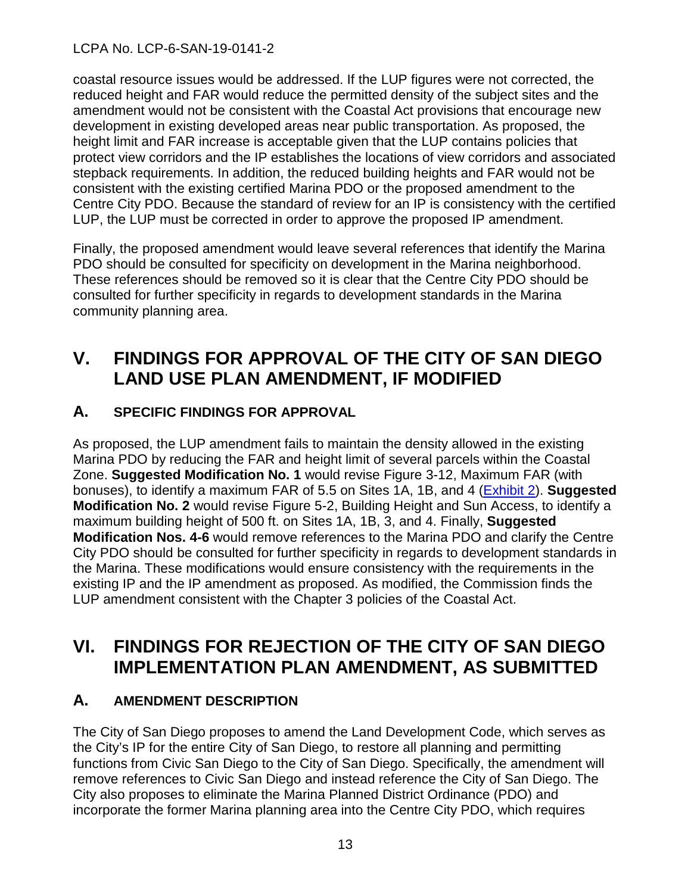coastal resource issues would be addressed. If the LUP figures were not corrected, the reduced height and FAR would reduce the permitted density of the subject sites and the amendment would not be consistent with the Coastal Act provisions that encourage new development in existing developed areas near public transportation. As proposed, the height limit and FAR increase is acceptable given that the LUP contains policies that protect view corridors and the IP establishes the locations of view corridors and associated stepback requirements. In addition, the reduced building heights and FAR would not be consistent with the existing certified Marina PDO or the proposed amendment to the Centre City PDO. Because the standard of review for an IP is consistency with the certified LUP, the LUP must be corrected in order to approve the proposed IP amendment.

Finally, the proposed amendment would leave several references that identify the Marina PDO should be consulted for specificity on development in the Marina neighborhood. These references should be removed so it is clear that the Centre City PDO should be consulted for further specificity in regards to development standards in the Marina community planning area.

# V. FINDINGS FOR APPROVAL OF THE CITY OF SAN DIEGO LAND USE PLAN AMENDMENT, IF MODIFIED

## A. SPECIFIC FINDINGS FOR APPROVAL

As proposed, the LUP amendment fails to maintain the density allowed in the existing Marina PDO by reducing the FAR and height limit of several parcels within the Coastal Zone. **Suggested Modification No. 1** would revise Figure 3-12, Maximum FAR (with bonuses), to identify a maximum FAR of 5.5 on Sites 1A, 1B, and 4 (Exhibit 2). **Suggested Modification No. 2** would revise Figure 5-2, Building Height and Sun Access, to identify a maximum building height of 500 ft. on Sites 1A, 1B, 3, and 4. Finally, **Suggested Modification Nos. 4-6** would remove references to the Marina PDO and clarify the Centre City PDO should be consulted for further specificity in regards to development standards in the Marina. These modifications would ensure consistency with the requirements in the existing IP and the IP amendment as proposed. As modified, the Commission finds the LUP amendment consistent with the Chapter 3 policies of the Coastal Act.

# VI. FINDINGS FOR REJECTION OF THE CITY OF SAN DIEGO IMPLEMENTATION PLAN AMENDMENT, AS SUBMITTED

## A. AMENDMENT DESCRIPTION

The City of San Diego proposes to amend the Land Development Code, which serves as the City's IP for the entire City of San Diego, to restore all planning and permitting functions from Civic San Diego to the City of San Diego. Specifically, the amendment will remove references to Civic San Diego and instead reference the City of San Diego. The City also proposes to eliminate the Marina Planned District Ordinance (PDO) and incorporate the former Marina planning area into the Centre City PDO, which requires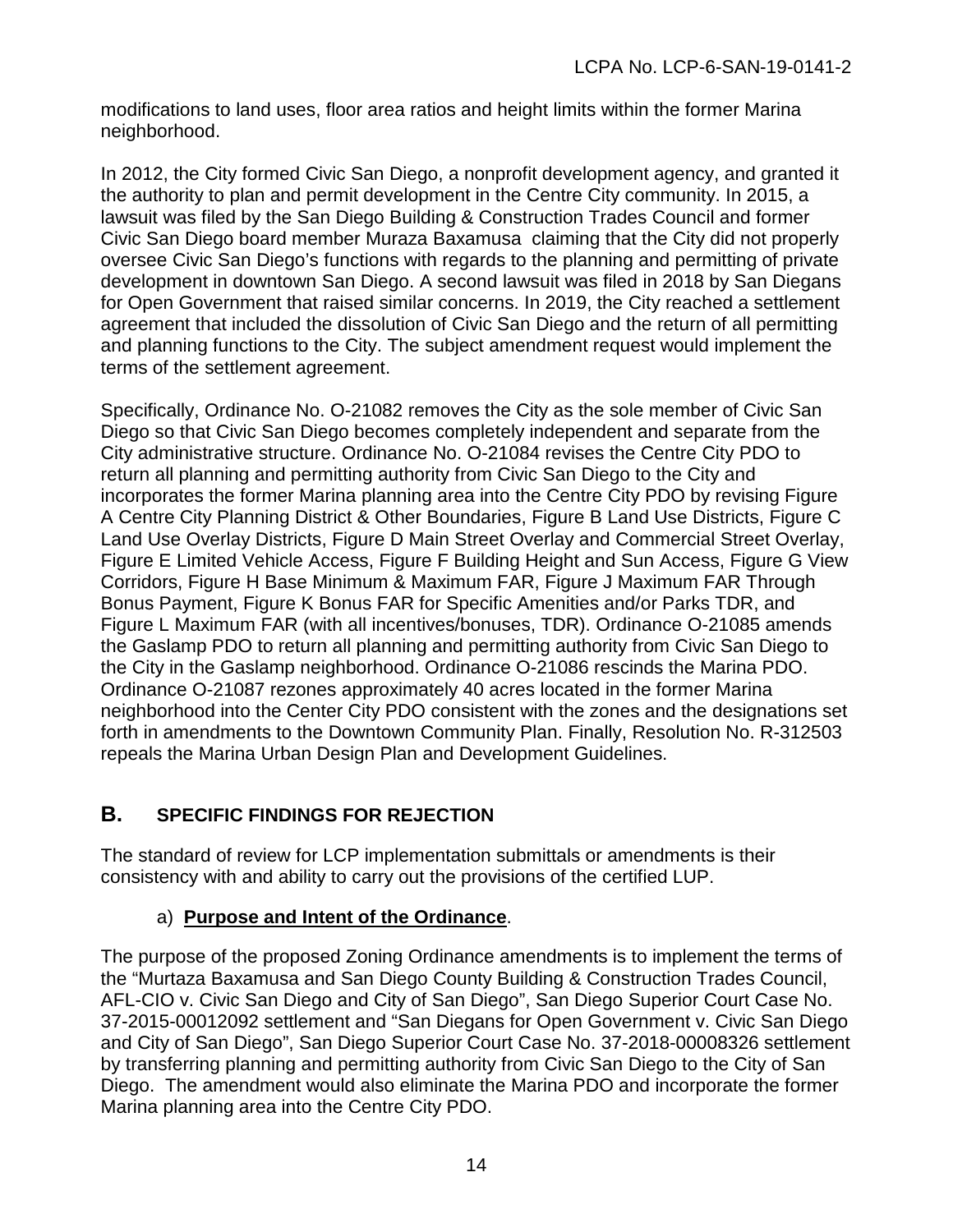modifications to land uses, floor area ratios and height limits within the former Marina neighborhood.

In 2012, the City formed Civic San Diego, a nonprofit development agency, and granted it the authority to plan and permit development in the Centre City community. In 2015, a lawsuit was filed by the San Diego Building & Construction Trades Council and former Civic San Diego board member Muraza Baxamusa claiming that the City did not properly oversee Civic San Diego's functions with regards to the planning and permitting of private development in downtown San Diego. A second lawsuit was filed in 2018 by San Diegans for Open Government that raised similar concerns. In 2019, the City reached a settlement agreement that included the dissolution of Civic San Diego and the return of all permitting and planning functions to the City. The subject amendment request would implement the terms of the settlement agreement.

Specifically, Ordinance No. O-21082 removes the City as the sole member of Civic San Diego so that Civic San Diego becomes completely independent and separate from the City administrative structure. Ordinance No. O-21084 revises the Centre City PDO to return all planning and permitting authority from Civic San Diego to the City and incorporates the former Marina planning area into the Centre City PDO by revising Figure A Centre City Planning District & Other Boundaries, Figure B Land Use Districts, Figure C Land Use Overlay Districts, Figure D Main Street Overlay and Commercial Street Overlay, Figure E Limited Vehicle Access, Figure F Building Height and Sun Access, Figure G View Corridors, Figure H Base Minimum & Maximum FAR, Figure J Maximum FAR Through Bonus Payment, Figure K Bonus FAR for Specific Amenities and/or Parks TDR, and Figure L Maximum FAR (with all incentives/bonuses, TDR). Ordinance O-21085 amends the Gaslamp PDO to return all planning and permitting authority from Civic San Diego to the City in the Gaslamp neighborhood. Ordinance O-21086 rescinds the Marina PDO. Ordinance O-21087 rezones approximately 40 acres located in the former Marina neighborhood into the Center City PDO consistent with the zones and the designations set forth in amendments to the Downtown Community Plan. Finally, Resolution No. R-312503 repeals the Marina Urban Design Plan and Development Guidelines.

## B. SPECIFIC FINDINGS FOR REJECTION

The standard of review for LCP implementation submittals or amendments is their consistency with and ability to carry out the provisions of the certified LUP.

a) **Purpose and Intent of the Ordinance**.

The purpose of the proposed Zoning Ordinance amendments is to implement the terms of the "Murtaza Baxamusa and San Diego County Building & Construction Trades Council, AFL-CIO v. Civic San Diego and City of San Diego", San Diego Superior Court Case No. 37-2015-00012092 settlement and "San Diegans for Open Government v. Civic San Diego and City of San Diego", San Diego Superior Court Case No. 37-2018-00008326 settlement by transferring planning and permitting authority from Civic San Diego to the City of San Diego. The amendment would also eliminate the Marina PDO and incorporate the former Marina planning area into the Centre City PDO.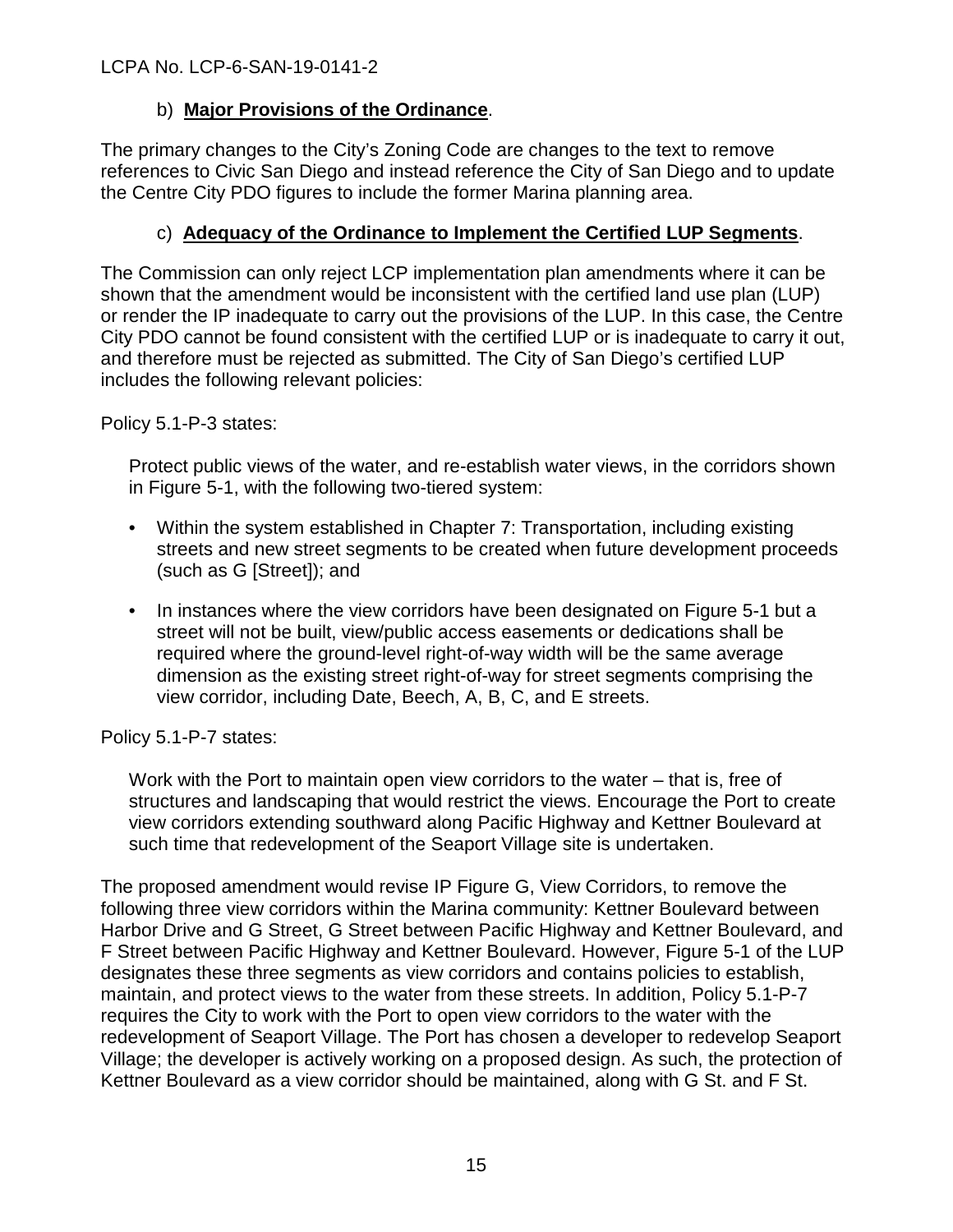b) **Major Provisions of the Ordinance**.

The primary changes to the City's Zoning Code are changes to the text to remove references to Civic San Diego and instead reference the City of San Diego and to update the Centre City PDO figures to include the former Marina planning area.

c) **Adequacy of the Ordinance to Implement the Certified LUP Segments**.

The Commission can only reject LCP implementation plan amendments where it can be shown that the amendment would be inconsistent with the certified land use plan (LUP) or render the IP inadequate to carry out the provisions of the LUP. In this case, the Centre City PDO cannot be found consistent with the certified LUP or is inadequate to carry it out, and therefore must be rejected as submitted. The City of San Diego's certified LUP includes the following relevant policies:

Policy 5.1-P-3 states:

> Protect public views of the water, and re-establish water views, in the corridors shown in Figure 5-1, with the following two-tiered system:
>
> - Within the system established in Chapter 7: Transportation, including existing streets and new street segments to be created when future development proceeds (such as G [Street]); and
> - In instances where the view corridors have been designated on Figure 5-1 but a street will not be built, view/public access easements or dedications shall be required where the ground-level right-of-way width will be the same average dimension as the existing street right-of-way for street segments comprising the view corridor, including Date, Beech, A, B, C, and E streets.

Policy 5.1-P-7 states:

> Work with the Port to maintain open view corridors to the water – that is, free of structures and landscaping that would restrict the views. Encourage the Port to create view corridors extending southward along Pacific Highway and Kettner Boulevard at such time that redevelopment of the Seaport Village site is undertaken.

The proposed amendment would revise IP Figure G, View Corridors, to remove the following three view corridors within the Marina community: Kettner Boulevard between Harbor Drive and G Street, G Street between Pacific Highway and Kettner Boulevard, and F Street between Pacific Highway and Kettner Boulevard. However, Figure 5-1 of the LUP designates these three segments as view corridors and contains policies to establish, maintain, and protect views to the water from these streets. In addition, Policy 5.1-P-7 requires the City to work with the Port to open view corridors to the water with the redevelopment of Seaport Village. The Port has chosen a developer to redevelop Seaport Village; the developer is actively working on a proposed design. As such, the protection of Kettner Boulevard as a view corridor should be maintained, along with G St. and F St.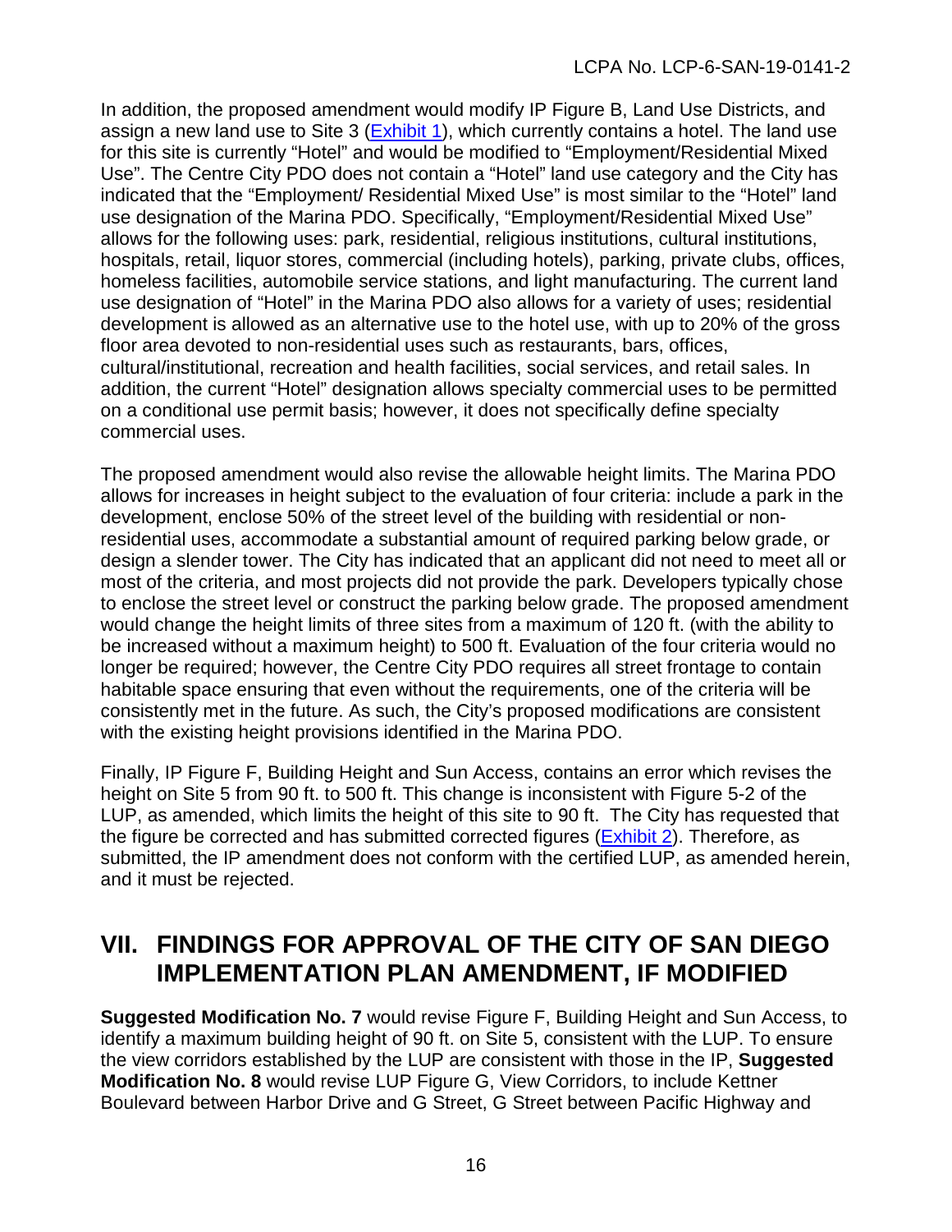In addition, the proposed amendment would modify IP Figure B, Land Use Districts, and assign a new land use to Site 3 (Exhibit 1), which currently contains a hotel. The land use for this site is currently "Hotel" and would be modified to "Employment/Residential Mixed Use". The Centre City PDO does not contain a "Hotel" land use category and the City has indicated that the "Employment/ Residential Mixed Use" is most similar to the "Hotel" land use designation of the Marina PDO. Specifically, "Employment/Residential Mixed Use" allows for the following uses: park, residential, religious institutions, cultural institutions, hospitals, retail, liquor stores, commercial (including hotels), parking, private clubs, offices, homeless facilities, automobile service stations, and light manufacturing. The current land use designation of "Hotel" in the Marina PDO also allows for a variety of uses; residential development is allowed as an alternative use to the hotel use, with up to 20% of the gross floor area devoted to non-residential uses such as restaurants, bars, offices, cultural/institutional, recreation and health facilities, social services, and retail sales. In addition, the current "Hotel" designation allows specialty commercial uses to be permitted on a conditional use permit basis; however, it does not specifically define specialty commercial uses.

The proposed amendment would also revise the allowable height limits. The Marina PDO allows for increases in height subject to the evaluation of four criteria: include a park in the development, enclose 50% of the street level of the building with residential or non-residential uses, accommodate a substantial amount of required parking below grade, or design a slender tower. The City has indicated that an applicant did not need to meet all or most of the criteria, and most projects did not provide the park. Developers typically chose to enclose the street level or construct the parking below grade. The proposed amendment would change the height limits of three sites from a maximum of 120 ft. (with the ability to be increased without a maximum height) to 500 ft. Evaluation of the four criteria would no longer be required; however, the Centre City PDO requires all street frontage to contain habitable space ensuring that even without the requirements, one of the criteria will be consistently met in the future. As such, the City's proposed modifications are consistent with the existing height provisions identified in the Marina PDO.

Finally, IP Figure F, Building Height and Sun Access, contains an error which revises the height on Site 5 from 90 ft. to 500 ft. This change is inconsistent with Figure 5-2 of the LUP, as amended, which limits the height of this site to 90 ft. The City has requested that the figure be corrected and has submitted corrected figures (Exhibit 2). Therefore, as submitted, the IP amendment does not conform with the certified LUP, as amended herein, and it must be rejected.

## VII. FINDINGS FOR APPROVAL OF THE CITY OF SAN DIEGO IMPLEMENTATION PLAN AMENDMENT, IF MODIFIED

**Suggested Modification No. 7** would revise Figure F, Building Height and Sun Access, to identify a maximum building height of 90 ft. on Site 5, consistent with the LUP. To ensure the view corridors established by the LUP are consistent with those in the IP, **Suggested Modification No. 8** would revise LUP Figure G, View Corridors, to include Kettner Boulevard between Harbor Drive and G Street, G Street between Pacific Highway and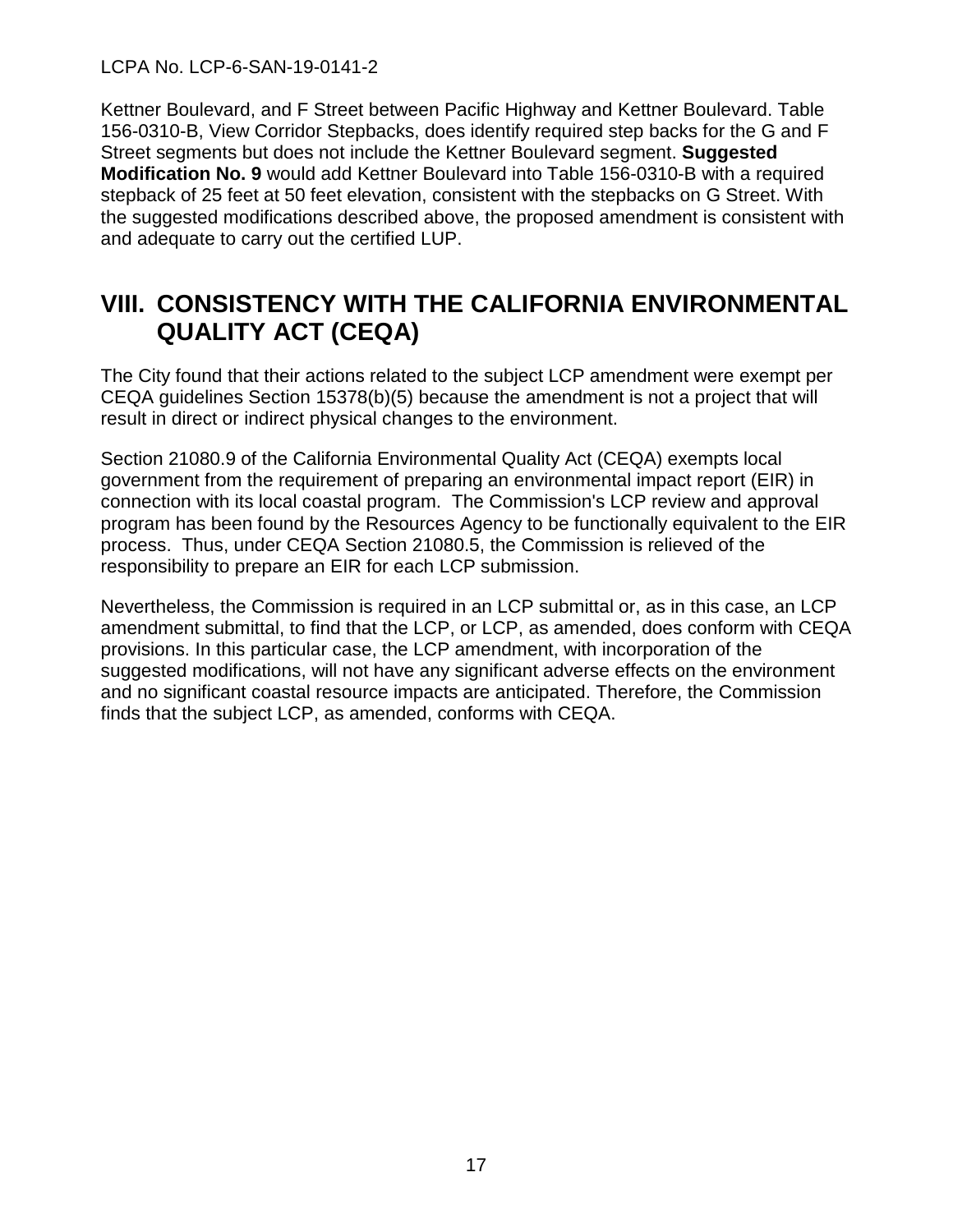Kettner Boulevard, and F Street between Pacific Highway and Kettner Boulevard. Table 156-0310-B, View Corridor Stepbacks, does identify required step backs for the G and F Street segments but does not include the Kettner Boulevard segment. **Suggested Modification No. 9** would add Kettner Boulevard into Table 156-0310-B with a required stepback of 25 feet at 50 feet elevation, consistent with the stepbacks on G Street. With the suggested modifications described above, the proposed amendment is consistent with and adequate to carry out the certified LUP.

# VIII. CONSISTENCY WITH THE CALIFORNIA ENVIRONMENTAL QUALITY ACT (CEQA)

The City found that their actions related to the subject LCP amendment were exempt per CEQA guidelines Section 15378(b)(5) because the amendment is not a project that will result in direct or indirect physical changes to the environment.

Section 21080.9 of the California Environmental Quality Act (CEQA) exempts local government from the requirement of preparing an environmental impact report (EIR) in connection with its local coastal program. The Commission's LCP review and approval program has been found by the Resources Agency to be functionally equivalent to the EIR process. Thus, under CEQA Section 21080.5, the Commission is relieved of the responsibility to prepare an EIR for each LCP submission.

Nevertheless, the Commission is required in an LCP submittal or, as in this case, an LCP amendment submittal, to find that the LCP, or LCP, as amended, does conform with CEQA provisions. In this particular case, the LCP amendment, with incorporation of the suggested modifications, will not have any significant adverse effects on the environment and no significant coastal resource impacts are anticipated. Therefore, the Commission finds that the subject LCP, as amended, conforms with CEQA.